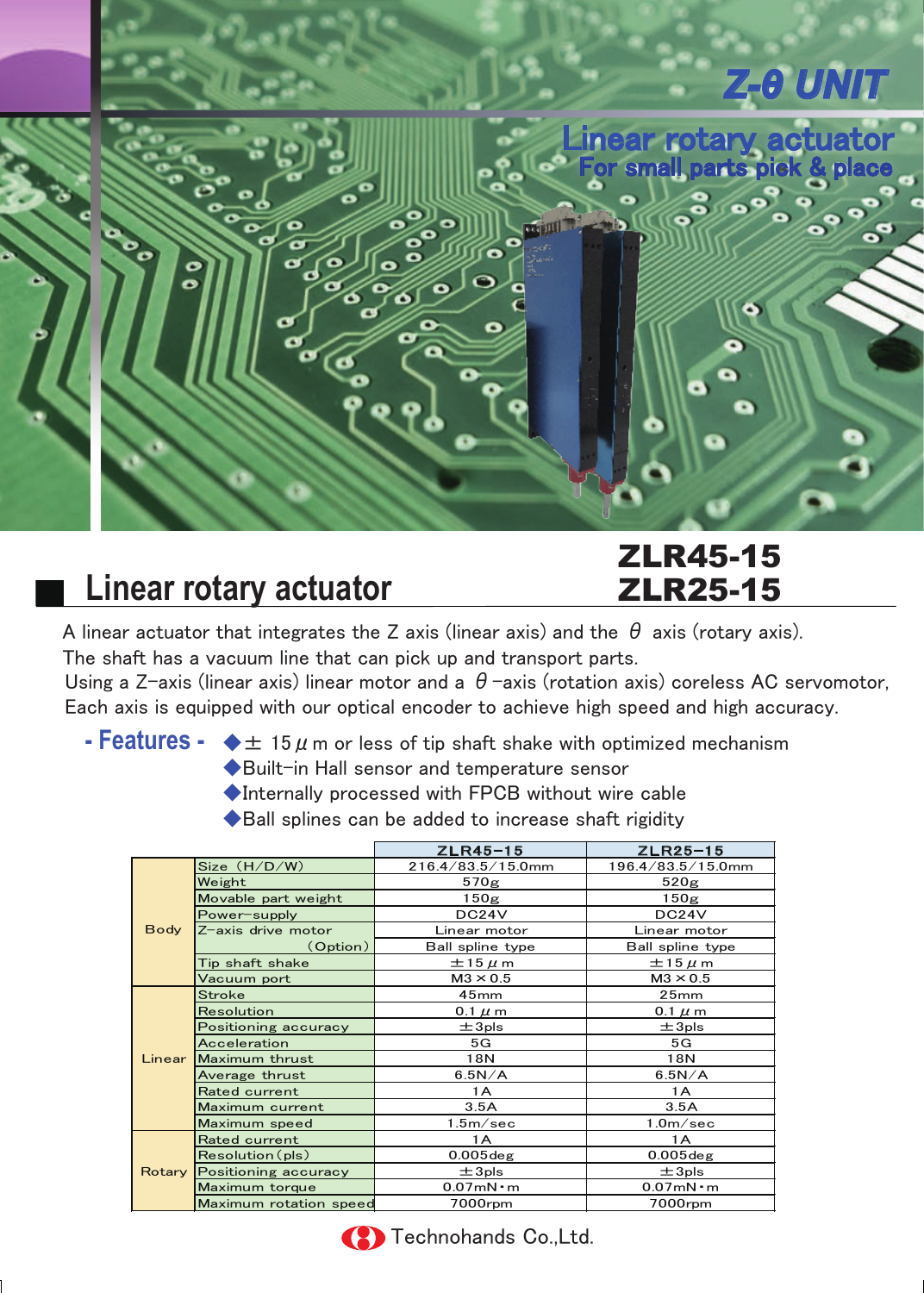# Z-θ UNIT

## Linear rotary actuator
### For small parts pick & place

## Linear rotary actuator

**ZLR45-15**
**ZLR25-15**

A linear actuator that integrates the Z axis (linear axis) and the θ axis (rotary axis).
The shaft has a vacuum line that can pick up and transport parts.
Using a Z-axis (linear axis) linear motor and a θ-axis (rotation axis) coreless AC servomotor,
Each axis is equipped with our optical encoder to achieve high speed and high accuracy.

**- Features -**

- ◆± 15μm or less of tip shaft shake with optimized mechanism
- ◆Built-in Hall sensor and temperature sensor
- ◆Internally processed with FPCB without wire cable
- ◆Ball splines can be added to increase shaft rigidity

| | | ZLR45-15 | ZLR25-15 |
|---|---|---|---|
| Body | Size (H/D/W) | 216.4/83.5/15.0mm | 196.4/83.5/15.0mm |
| | Weight | 570g | 520g |
| | Movable part weight | 150g | 150g |
| | Power-supply | DC24V | DC24V |
| | Z-axis drive motor | Linear motor | Linear motor |
| | (Option) | Ball spline type | Ball spline type |
| | Tip shaft shake | ±15μm | ±15μm |
| | Vacuum port | M3×0.5 | M3×0.5 |
| Linear | Stroke | 45mm | 25mm |
| | Resolution | 0.1μm | 0.1μm |
| | Positioning accuracy | ±3pls | ±3pls |
| | Acceleration | 5G | 5G |
| | Maximum thrust | 18N | 18N |
| | Average thrust | 6.5N/A | 6.5N/A |
| | Rated current | 1A | 1A |
| | Maximum current | 3.5A | 3.5A |
| | Maximum speed | 1.5m/sec | 1.0m/sec |
| Rotary | Rated current | 1A | 1A |
| | Resolution(pls) | 0.005deg | 0.005deg |
| | Positioning accuracy | ±3pls | ±3pls |
| | Maximum torque | 0.07mN・m | 0.07mN・m |
| | Maximum rotation speed | 7000rpm | 7000rpm |

Technohands Co.,Ltd.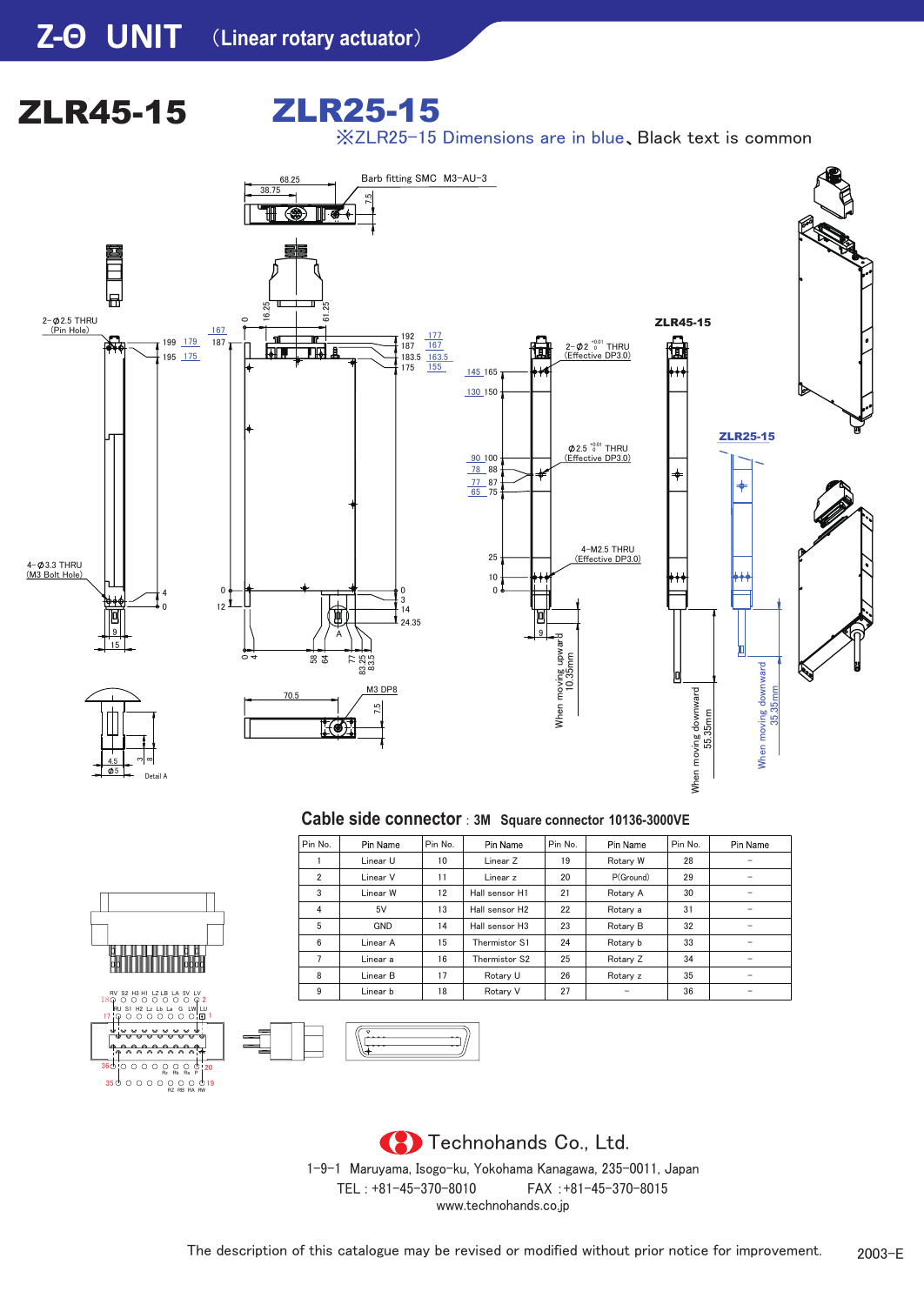# Z-Θ UNIT (Linear rotary actuator)

## ZLR45-15 ZLR25-15

※ZLR25-15 Dimensions are in blue、Black text is common

Barb fitting SMC M3-AU-3

2-φ2.5 THRU (Pin Hole)

4-φ3.3 THRU (M3 Bolt Hole)

2-φ2 THRU (Effective DP3.0)

φ2.5 THRU (Effective DP3.0)

4-M2.5 THRU (Effective DP3.0)

M3 DP8

When moving upward 10.35mm

When moving downward 55.35mm

When moving downward 35.35mm

Detail A

ZLR45-15

ZLR25-15

## Cable side connector : 3M Square connector 10136-3000VE

| Pin No. | Pin Name | Pin No. | Pin Name | Pin No. | Pin Name | Pin No. | Pin Name |
|---|---|---|---|---|---|---|---|
| 1 | Linear U | 10 | Linear Z | 19 | Rotary W | 28 | − |
| 2 | Linear V | 11 | Linear z | 20 | P(Ground) | 29 | − |
| 3 | Linear W | 12 | Hall sensor H1 | 21 | Rotary A | 30 | − |
| 4 | 5V | 13 | Hall sensor H2 | 22 | Rotary a | 31 | − |
| 5 | GND | 14 | Hall sensor H3 | 23 | Rotary B | 32 | − |
| 6 | Linear A | 15 | Thermistor S1 | 24 | Rotary b | 33 | − |
| 7 | Linear a | 16 | Thermistor S2 | 25 | Rotary Z | 34 | − |
| 8 | Linear B | 17 | Rotary U | 26 | Rotary z | 35 | − |
| 9 | Linear b | 18 | Rotary V | 27 | − | 36 | − |

Technohands Co., Ltd.

1-9-1 Maruyama, Isogo-ku, Yokohama Kanagawa, 235-0011, Japan

TEL : +81-45-370-8010 FAX : +81-45-370-8015

www.technohands.co.jp

The description of this catalogue may be revised or modified without prior notice for improvement.

2003-E